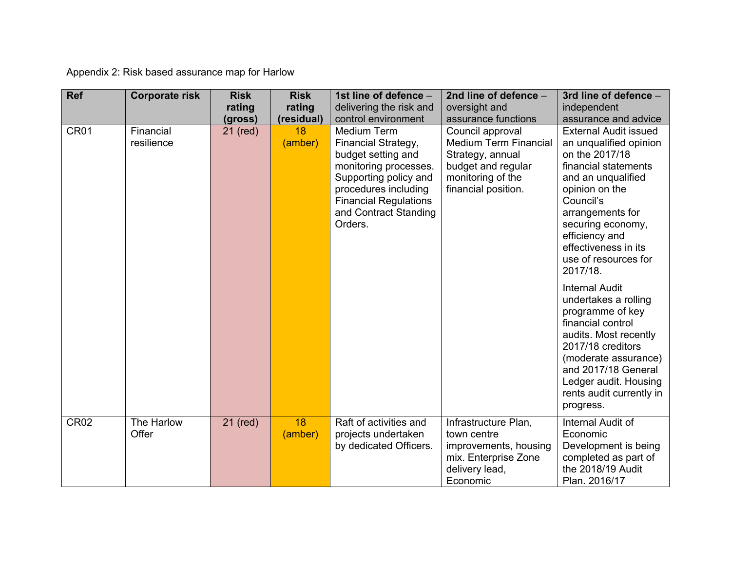Appendix 2: Risk based assurance map for Harlow

| Ref | Corporate risk | Risk rating (gross) | Risk rating (residual) | **1st line of defence** – delivering the risk and control environment | **2nd line of defence** – oversight and assurance functions | **3rd line of defence** – independent assurance and advice |
|---|---|---|---|---|---|---|
| CR01 | Financial resilience | 21 (red) | 18 (amber) | Medium Term Financial Strategy, budget setting and monitoring processes. Supporting policy and procedures including Financial Regulations and Contract Standing Orders. | Council approval Medium Term Financial Strategy, annual budget and regular monitoring of the financial position. | External Audit issued an unqualified opinion on the 2017/18 financial statements and an unqualified opinion on the Council's arrangements for securing economy, efficiency and effectiveness in its use of resources for 2017/18.<br><br>Internal Audit undertakes a rolling programme of key financial control audits. Most recently 2017/18 creditors (moderate assurance) and 2017/18 General Ledger audit. Housing rents audit currently in progress. |
| CR02 | The Harlow Offer | 21 (red) | 18 (amber) | Raft of activities and projects undertaken by dedicated Officers. | Infrastructure Plan, town centre improvements, housing mix. Enterprise Zone delivery lead, Economic | Internal Audit of Economic Development is being completed as part of the 2018/19 Audit Plan. 2016/17 |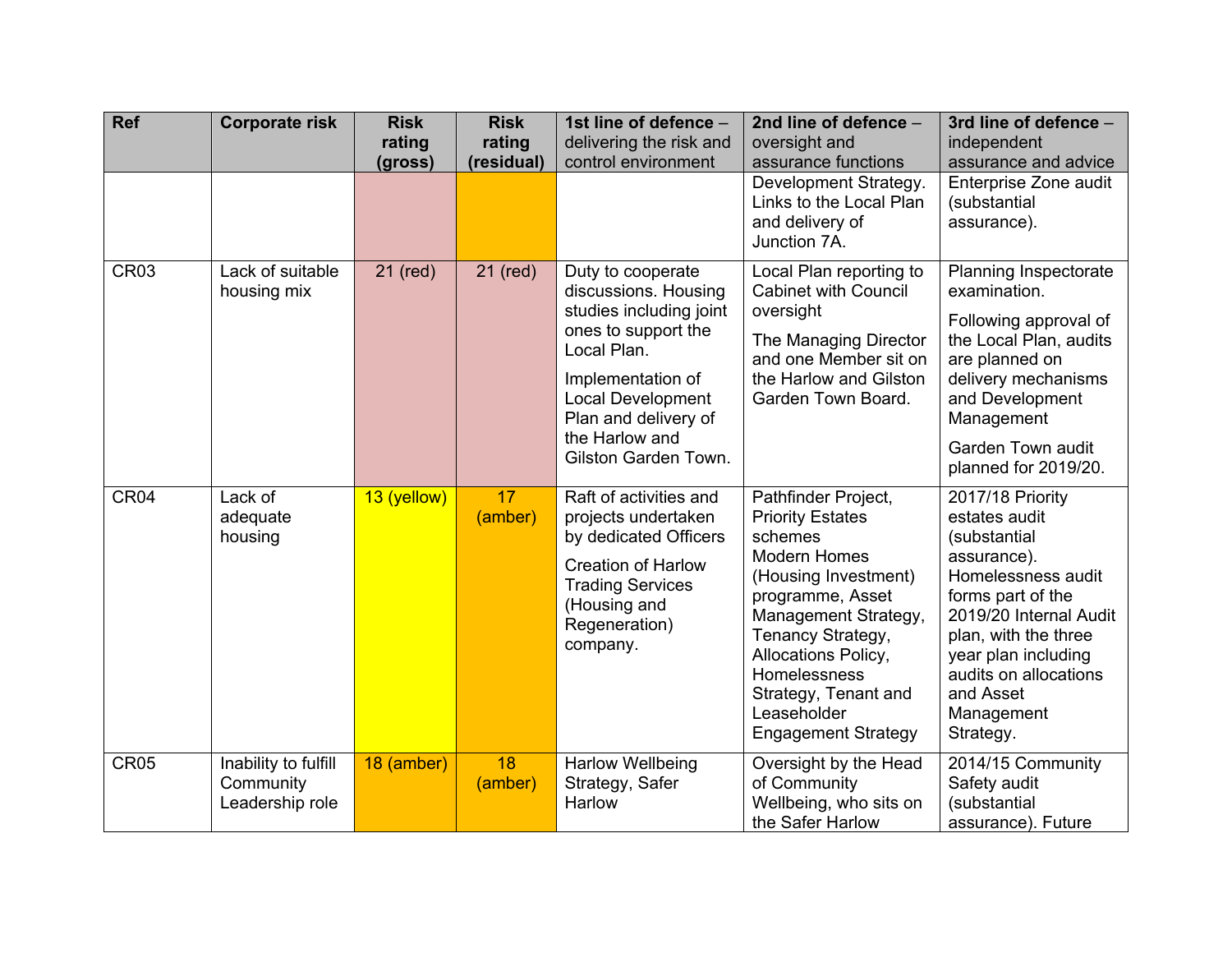| Ref | Corporate risk | Risk rating (gross) | Risk rating (residual) | 1st line of defence – delivering the risk and control environment | 2nd line of defence – oversight and assurance functions | 3rd line of defence – independent assurance and advice |
|---|---|---|---|---|---|---|
| | | | | | Development Strategy. Links to the Local Plan and delivery of Junction 7A. | Enterprise Zone audit (substantial assurance). |
| CR03 | Lack of suitable housing mix | 21 (red) | 21 (red) | Duty to cooperate discussions. Housing studies including joint ones to support the Local Plan.<br><br>Implementation of Local Development Plan and delivery of the Harlow and Gilston Garden Town. | Local Plan reporting to Cabinet with Council oversight<br><br>The Managing Director and one Member sit on the Harlow and Gilston Garden Town Board. | Planning Inspectorate examination.<br><br>Following approval of the Local Plan, audits are planned on delivery mechanisms and Development Management<br><br>Garden Town audit planned for 2019/20. |
| CR04 | Lack of adequate housing | 13 (yellow) | 17 (amber) | Raft of activities and projects undertaken by dedicated Officers<br><br>Creation of Harlow Trading Services (Housing and Regeneration) company. | Pathfinder Project, Priority Estates schemes<br>Modern Homes (Housing Investment) programme, Asset Management Strategy, Tenancy Strategy, Allocations Policy, Homelessness Strategy, Tenant and Leaseholder Engagement Strategy | 2017/18 Priority estates audit (substantial assurance). Homelessness audit forms part of the 2019/20 Internal Audit plan, with the three year plan including audits on allocations and Asset Management Strategy. |
| CR05 | Inability to fulfill Community Leadership role | 18 (amber) | 18 (amber) | Harlow Wellbeing Strategy, Safer Harlow | Oversight by the Head of Community Wellbeing, who sits on the Safer Harlow | 2014/15 Community Safety audit (substantial assurance). Future |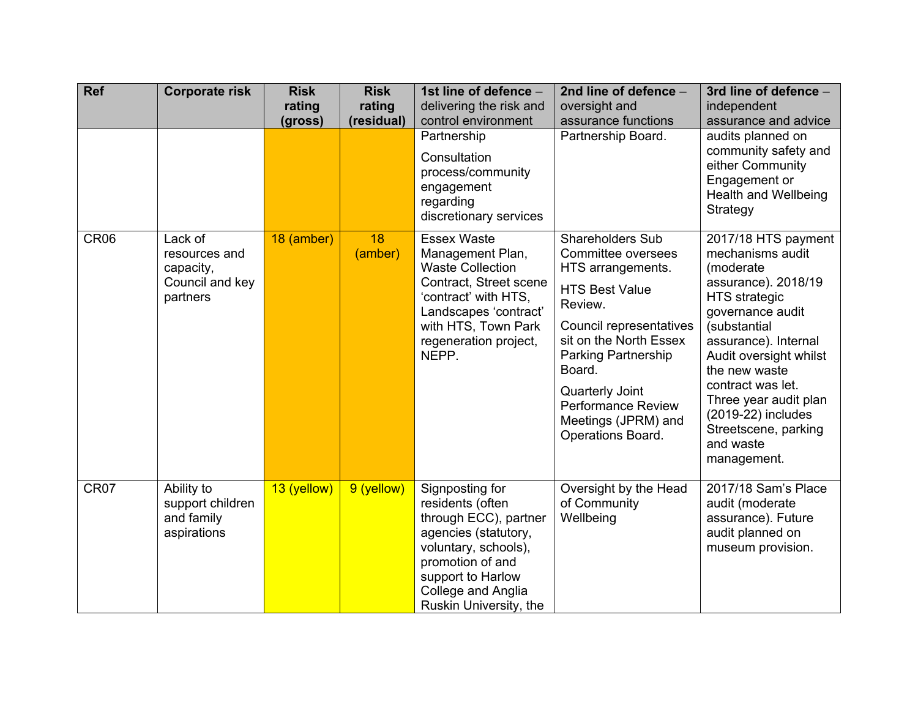| Ref | Corporate risk | Risk rating (gross) | Risk rating (residual) | 1st line of defence – delivering the risk and control environment | 2nd line of defence – oversight and assurance functions | 3rd line of defence – independent assurance and advice |
|---|---|---|---|---|---|---|
| | | | | Partnership<br><br>Consultation process/community engagement regarding discretionary services | Partnership Board. | audits planned on community safety and either Community Engagement or Health and Wellbeing Strategy |
| CR06 | Lack of resources and capacity, Council and key partners | 18 (amber) | 18 (amber) | Essex Waste Management Plan, Waste Collection Contract, Street scene 'contract' with HTS, Landscapes 'contract' with HTS, Town Park regeneration project, NEPP. | Shareholders Sub Committee oversees HTS arrangements.<br><br>HTS Best Value Review.<br><br>Council representatives sit on the North Essex Parking Partnership Board.<br><br>Quarterly Joint Performance Review Meetings (JPRM) and Operations Board. | 2017/18 HTS payment mechanisms audit (moderate assurance). 2018/19 HTS strategic governance audit (substantial assurance). Internal Audit oversight whilst the new waste contract was let. Three year audit plan (2019-22) includes Streetscene, parking and waste management. |
| CR07 | Ability to support children and family aspirations | 13 (yellow) | 9 (yellow) | Signposting for residents (often through ECC), partner agencies (statutory, voluntary, schools), promotion of and support to Harlow College and Anglia Ruskin University, the | Oversight by the Head of Community Wellbeing | 2017/18 Sam's Place audit (moderate assurance). Future audit planned on museum provision. |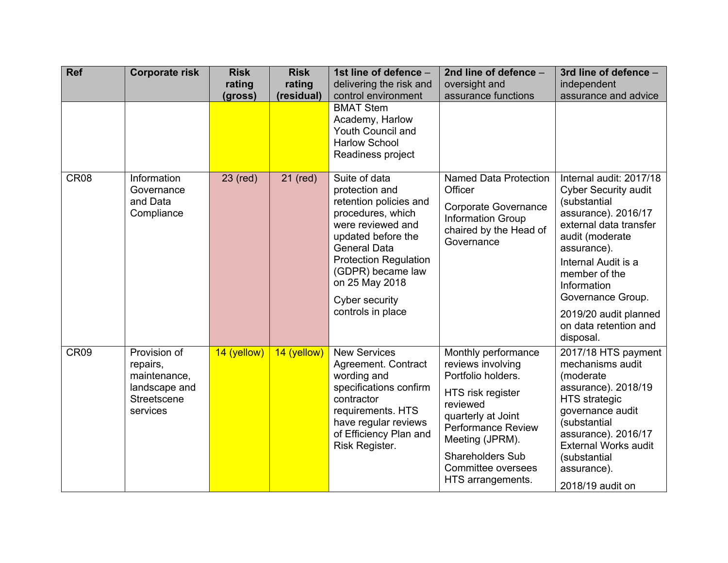| Ref | Corporate risk | Risk rating (gross) | Risk rating (residual) | 1st line of defence – delivering the risk and control environment | 2nd line of defence – oversight and assurance functions | 3rd line of defence – independent assurance and advice |
|---|---|---|---|---|---|---|
| | | | | BMAT Stem Academy, Harlow Youth Council and Harlow School Readiness project | | |
| CR08 | Information Governance and Data Compliance | 23 (red) | 21 (red) | Suite of data protection and retention policies and procedures, which were reviewed and updated before the General Data Protection Regulation (GDPR) became law on 25 May 2018<br><br>Cyber security controls in place | Named Data Protection Officer<br><br>Corporate Governance Information Group chaired by the Head of Governance | Internal audit: 2017/18 Cyber Security audit (substantial assurance). 2016/17 external data transfer audit (moderate assurance).<br><br>Internal Audit is a member of the Information Governance Group.<br><br>2019/20 audit planned on data retention and disposal. |
| CR09 | Provision of repairs, maintenance, landscape and Streetscene services | 14 (yellow) | 14 (yellow) | New Services Agreement. Contract wording and specifications confirm contractor requirements. HTS have regular reviews of Efficiency Plan and Risk Register. | Monthly performance reviews involving Portfolio holders.<br><br>HTS risk register reviewed quarterly at Joint Performance Review Meeting (JPRM).<br><br>Shareholders Sub Committee oversees HTS arrangements. | 2017/18 HTS payment mechanisms audit (moderate assurance). 2018/19 HTS strategic governance audit (substantial assurance). 2016/17 External Works audit (substantial assurance).<br><br>2018/19 audit on |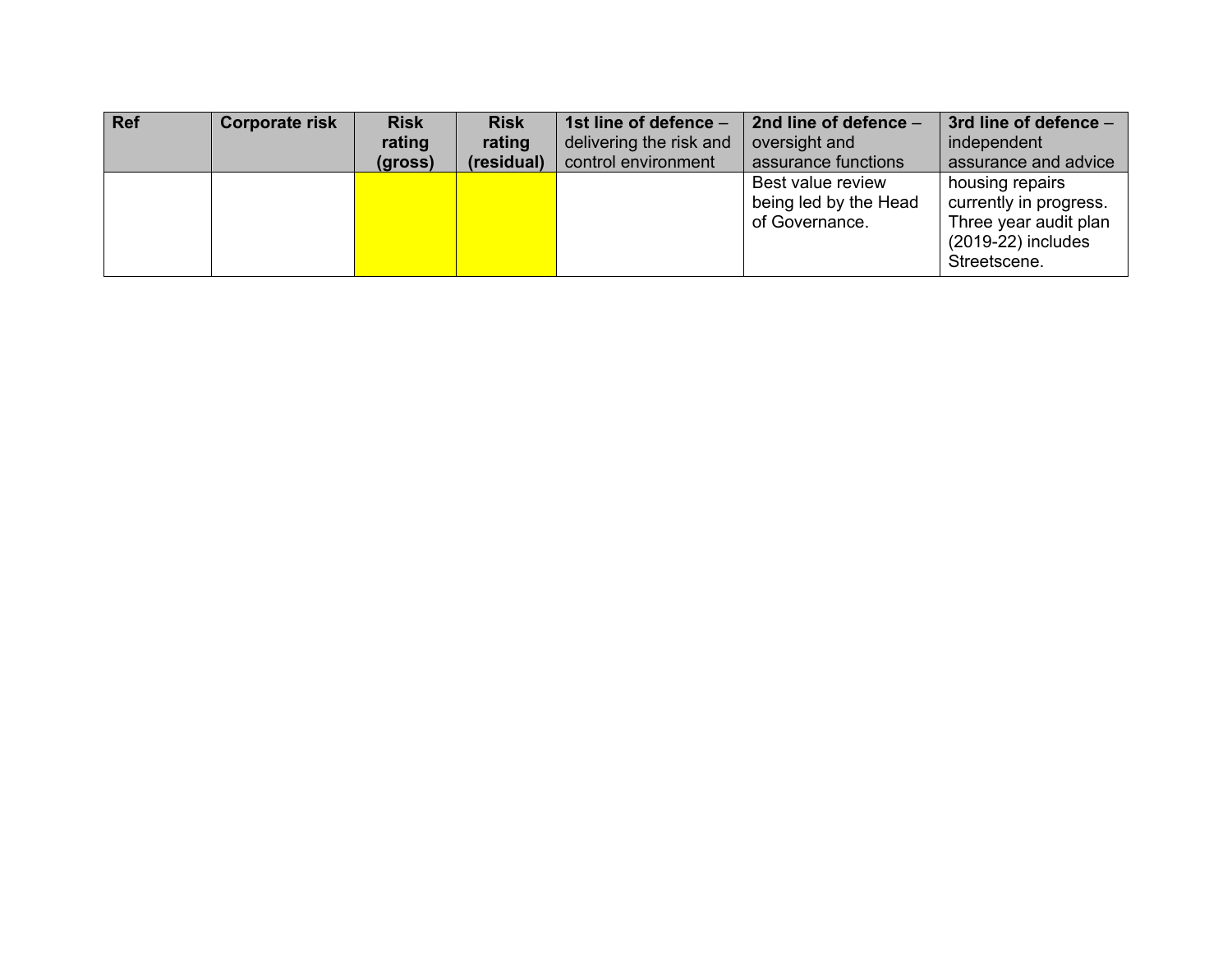| Ref | Corporate risk | Risk rating (gross) | Risk rating (residual) | **1st line of defence** – delivering the risk and control environment | **2nd line of defence** – oversight and assurance functions | **3rd line of defence** – independent assurance and advice |
|---|---|---|---|---|---|---|
| | | | | | Best value review being led by the Head of Governance. | housing repairs currently in progress. Three year audit plan (2019-22) includes Streetscene. |